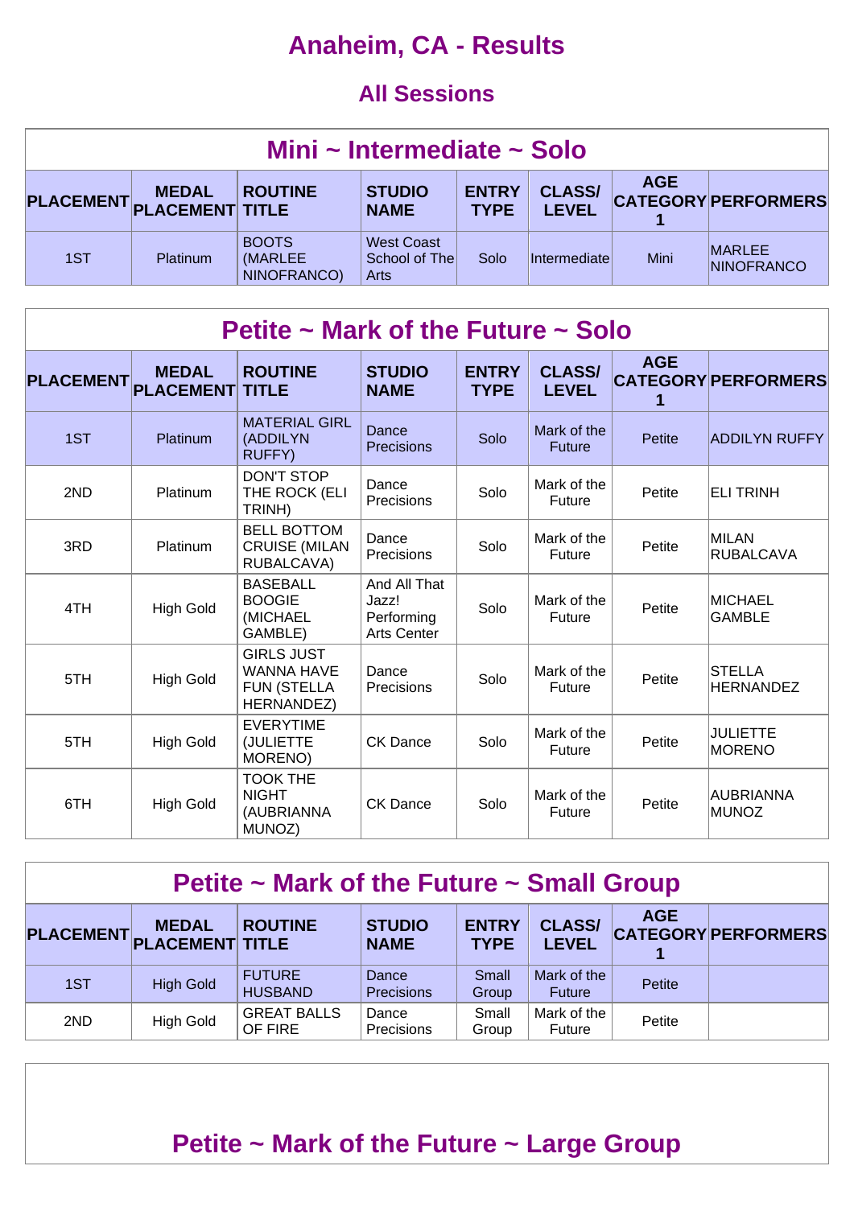# Anaheim, CA - Results

## All Sessions

### Mini ~ Intermediate ~ Solo

| PLACEMENT | MEDAL PLACEMENT | ROUTINE TITLE | STUDIO NAME | ENTRY TYPE | CLASS/ LEVEL | AGE CATEGORY 1 | PERFORMERS |
|---|---|---|---|---|---|---|---|
| 1ST | Platinum | BOOTS (MARLEE NINOFRANCO) | West Coast School of The Arts | Solo | Intermediate | Mini | MARLEE NINOFRANCO |

### Petite ~ Mark of the Future ~ Solo

| PLACEMENT | MEDAL PLACEMENT | ROUTINE TITLE | STUDIO NAME | ENTRY TYPE | CLASS/ LEVEL | AGE CATEGORY 1 | PERFORMERS |
|---|---|---|---|---|---|---|---|
| 1ST | Platinum | MATERIAL GIRL (ADDILYN RUFFY) | Dance Precisions | Solo | Mark of the Future | Petite | ADDILYN RUFFY |
| 2ND | Platinum | DON'T STOP THE ROCK (ELI TRINH) | Dance Precisions | Solo | Mark of the Future | Petite | ELI TRINH |
| 3RD | Platinum | BELL BOTTOM CRUISE (MILAN RUBALCAVA) | Dance Precisions | Solo | Mark of the Future | Petite | MILAN RUBALCAVA |
| 4TH | High Gold | BASEBALL BOOGIE (MICHAEL GAMBLE) | And All That Jazz! Performing Arts Center | Solo | Mark of the Future | Petite | MICHAEL GAMBLE |
| 5TH | High Gold | GIRLS JUST WANNA HAVE FUN (STELLA HERNANDEZ) | Dance Precisions | Solo | Mark of the Future | Petite | STELLA HERNANDEZ |
| 5TH | High Gold | EVERYTIME (JULIETTE MORENO) | CK Dance | Solo | Mark of the Future | Petite | JULIETTE MORENO |
| 6TH | High Gold | TOOK THE NIGHT (AUBRIANNA MUNOZ) | CK Dance | Solo | Mark of the Future | Petite | AUBRIANNA MUNOZ |

### Petite ~ Mark of the Future ~ Small Group

| PLACEMENT | MEDAL PLACEMENT | ROUTINE TITLE | STUDIO NAME | ENTRY TYPE | CLASS/ LEVEL | AGE CATEGORY 1 | PERFORMERS |
|---|---|---|---|---|---|---|---|
| 1ST | High Gold | FUTURE HUSBAND | Dance Precisions | Small Group | Mark of the Future | Petite | |
| 2ND | High Gold | GREAT BALLS OF FIRE | Dance Precisions | Small Group | Mark of the Future | Petite | |

### Petite ~ Mark of the Future ~ Large Group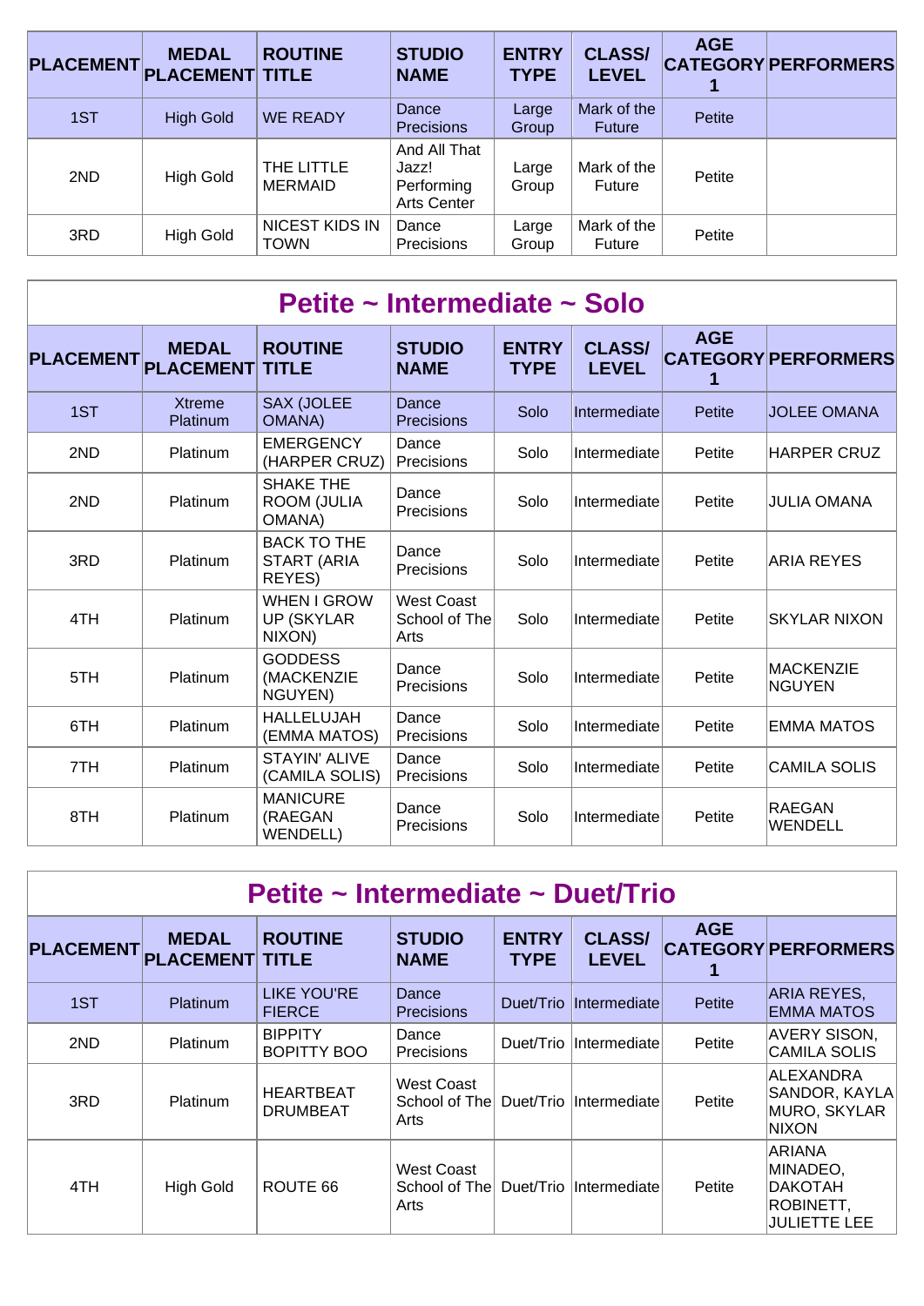| PLACEMENT | MEDAL PLACEMENT | ROUTINE TITLE | STUDIO NAME | ENTRY TYPE | CLASS/ LEVEL | AGE CATEGORY 1 | PERFORMERS |
|---|---|---|---|---|---|---|---|
| 1ST | High Gold | WE READY | Dance Precisions | Large Group | Mark of the Future | Petite | |
| 2ND | High Gold | THE LITTLE MERMAID | And All That Jazz! Performing Arts Center | Large Group | Mark of the Future | Petite | |
| 3RD | High Gold | NICEST KIDS IN TOWN | Dance Precisions | Large Group | Mark of the Future | Petite | |

## Petite ~ Intermediate ~ Solo

| PLACEMENT | MEDAL PLACEMENT | ROUTINE TITLE | STUDIO NAME | ENTRY TYPE | CLASS/ LEVEL | AGE CATEGORY 1 | PERFORMERS |
|---|---|---|---|---|---|---|---|
| 1ST | Xtreme Platinum | SAX (JOLEE OMANA) | Dance Precisions | Solo | Intermediate | Petite | JOLEE OMANA |
| 2ND | Platinum | EMERGENCY (HARPER CRUZ) | Dance Precisions | Solo | Intermediate | Petite | HARPER CRUZ |
| 2ND | Platinum | SHAKE THE ROOM (JULIA OMANA) | Dance Precisions | Solo | Intermediate | Petite | JULIA OMANA |
| 3RD | Platinum | BACK TO THE START (ARIA REYES) | Dance Precisions | Solo | Intermediate | Petite | ARIA REYES |
| 4TH | Platinum | WHEN I GROW UP (SKYLAR NIXON) | West Coast School of The Arts | Solo | Intermediate | Petite | SKYLAR NIXON |
| 5TH | Platinum | GODDESS (MACKENZIE NGUYEN) | Dance Precisions | Solo | Intermediate | Petite | MACKENZIE NGUYEN |
| 6TH | Platinum | HALLELUJAH (EMMA MATOS) | Dance Precisions | Solo | Intermediate | Petite | EMMA MATOS |
| 7TH | Platinum | STAYIN' ALIVE (CAMILA SOLIS) | Dance Precisions | Solo | Intermediate | Petite | CAMILA SOLIS |
| 8TH | Platinum | MANICURE (RAEGAN WENDELL) | Dance Precisions | Solo | Intermediate | Petite | RAEGAN WENDELL |

## Petite ~ Intermediate ~ Duet/Trio

| PLACEMENT | MEDAL PLACEMENT | ROUTINE TITLE | STUDIO NAME | ENTRY TYPE | CLASS/ LEVEL | AGE CATEGORY 1 | PERFORMERS |
|---|---|---|---|---|---|---|---|
| 1ST | Platinum | LIKE YOU'RE FIERCE | Dance Precisions | Duet/Trio | Intermediate | Petite | ARIA REYES, EMMA MATOS |
| 2ND | Platinum | BIPPITY BOPITTY BOO | Dance Precisions | Duet/Trio | Intermediate | Petite | AVERY SISON, CAMILA SOLIS |
| 3RD | Platinum | HEARTBEAT DRUMBEAT | West Coast School of The Arts | Duet/Trio | Intermediate | Petite | ALEXANDRA SANDOR, KAYLA MURO, SKYLAR NIXON |
| 4TH | High Gold | ROUTE 66 | West Coast School of The Arts | Duet/Trio | Intermediate | Petite | ARIANA MINADEO, DAKOTAH ROBINETT, JULIETTE LEE |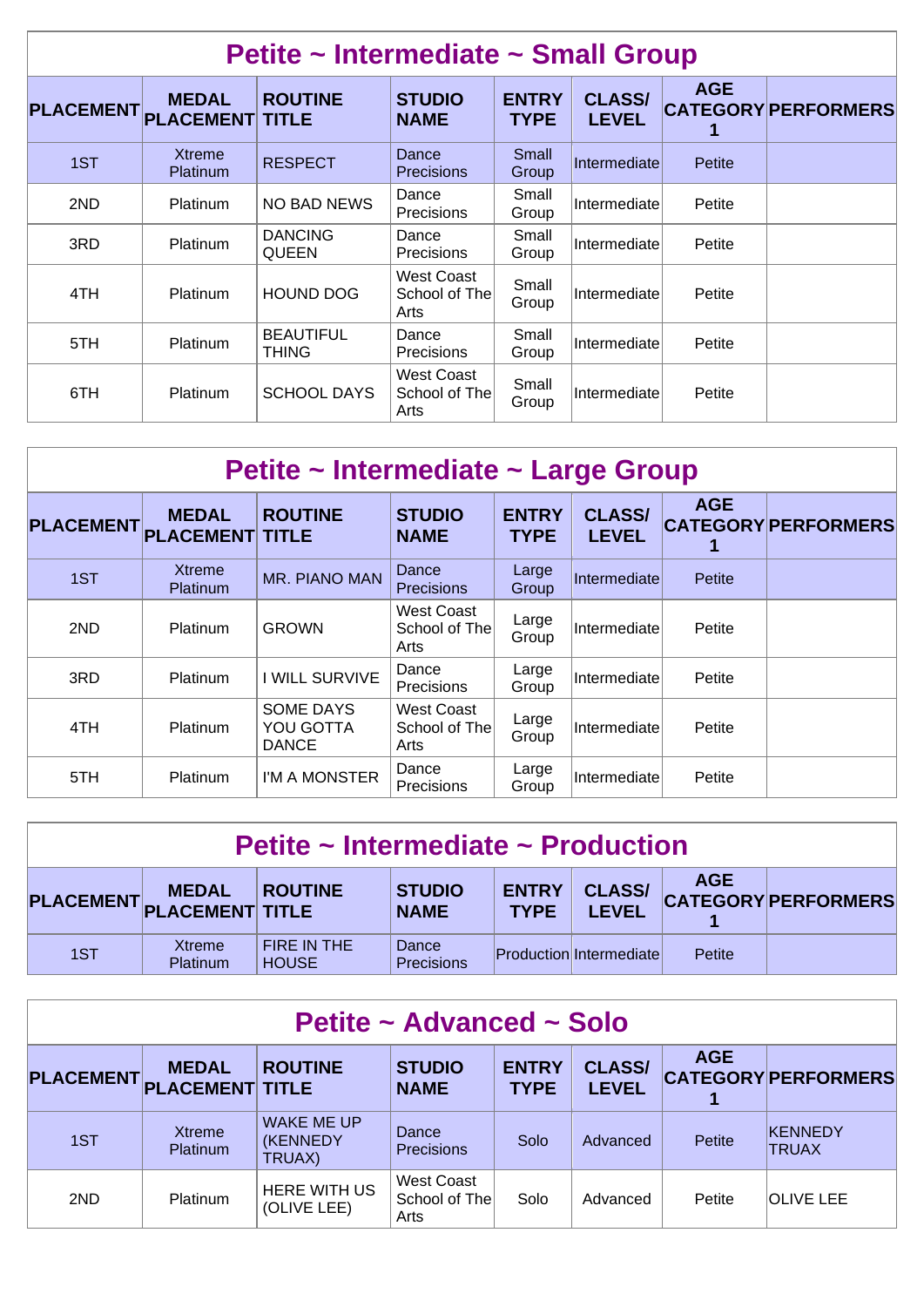## Petite ~ Intermediate ~ Small Group

| PLACEMENT | MEDAL PLACEMENT | ROUTINE TITLE | STUDIO NAME | ENTRY TYPE | CLASS/ LEVEL | AGE CATEGORY 1 | PERFORMERS |
|---|---|---|---|---|---|---|---|
| 1ST | Xtreme Platinum | RESPECT | Dance Precisions | Small Group | Intermediate | Petite | |
| 2ND | Platinum | NO BAD NEWS | Dance Precisions | Small Group | Intermediate | Petite | |
| 3RD | Platinum | DANCING QUEEN | Dance Precisions | Small Group | Intermediate | Petite | |
| 4TH | Platinum | HOUND DOG | West Coast School of The Arts | Small Group | Intermediate | Petite | |
| 5TH | Platinum | BEAUTIFUL THING | Dance Precisions | Small Group | Intermediate | Petite | |
| 6TH | Platinum | SCHOOL DAYS | West Coast School of The Arts | Small Group | Intermediate | Petite | |

## Petite ~ Intermediate ~ Large Group

| PLACEMENT | MEDAL PLACEMENT | ROUTINE TITLE | STUDIO NAME | ENTRY TYPE | CLASS/ LEVEL | AGE CATEGORY 1 | PERFORMERS |
|---|---|---|---|---|---|---|---|
| 1ST | Xtreme Platinum | MR. PIANO MAN | Dance Precisions | Large Group | Intermediate | Petite | |
| 2ND | Platinum | GROWN | West Coast School of The Arts | Large Group | Intermediate | Petite | |
| 3RD | Platinum | I WILL SURVIVE | Dance Precisions | Large Group | Intermediate | Petite | |
| 4TH | Platinum | SOME DAYS YOU GOTTA DANCE | West Coast School of The Arts | Large Group | Intermediate | Petite | |
| 5TH | Platinum | I'M A MONSTER | Dance Precisions | Large Group | Intermediate | Petite | |

## Petite ~ Intermediate ~ Production

| PLACEMENT | MEDAL PLACEMENT | ROUTINE TITLE | STUDIO NAME | ENTRY TYPE | CLASS/ LEVEL | AGE CATEGORY 1 | PERFORMERS |
|---|---|---|---|---|---|---|---|
| 1ST | Xtreme Platinum | FIRE IN THE HOUSE | Dance Precisions | Production | Intermediate | Petite | |

## Petite ~ Advanced ~ Solo

| PLACEMENT | MEDAL PLACEMENT | ROUTINE TITLE | STUDIO NAME | ENTRY TYPE | CLASS/ LEVEL | AGE CATEGORY 1 | PERFORMERS |
|---|---|---|---|---|---|---|---|
| 1ST | Xtreme Platinum | WAKE ME UP (KENNEDY TRUAX) | Dance Precisions | Solo | Advanced | Petite | KENNEDY TRUAX |
| 2ND | Platinum | HERE WITH US (OLIVE LEE) | West Coast School of The Arts | Solo | Advanced | Petite | OLIVE LEE |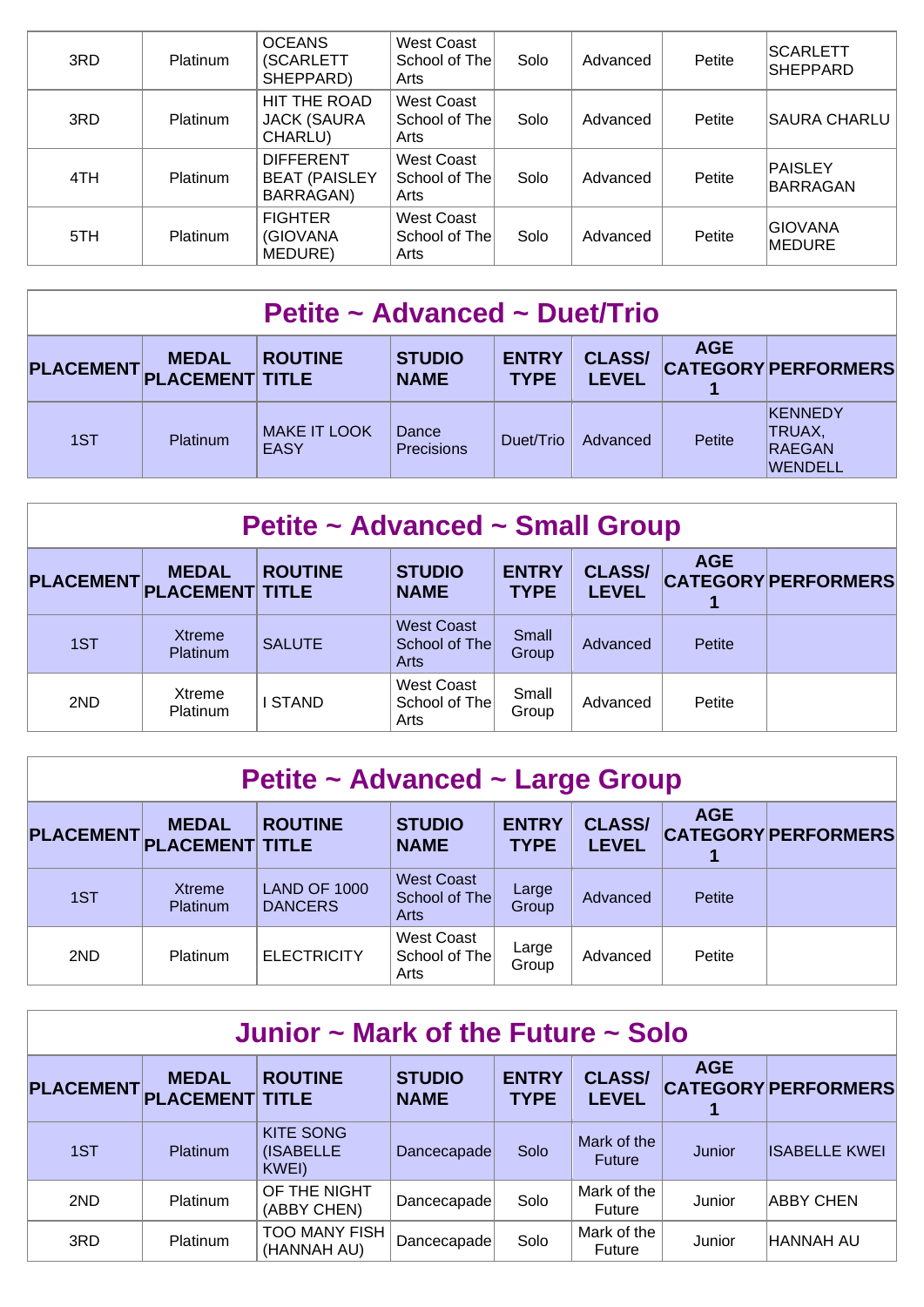| PLACEMENT | MEDAL PLACEMENT | ROUTINE TITLE | STUDIO NAME | ENTRY TYPE | CLASS/ LEVEL | AGE CATEGORY 1 | PERFORMERS |
|---|---|---|---|---|---|---|---|
| 3RD | Platinum | OCEANS (SCARLETT SHEPPARD) | West Coast School of The Arts | Solo | Advanced | Petite | SCARLETT SHEPPARD |
| 3RD | Platinum | HIT THE ROAD JACK (SAURA CHARLU) | West Coast School of The Arts | Solo | Advanced | Petite | SAURA CHARLU |
| 4TH | Platinum | DIFFERENT BEAT (PAISLEY BARRAGAN) | West Coast School of The Arts | Solo | Advanced | Petite | PAISLEY BARRAGAN |
| 5TH | Platinum | FIGHTER (GIOVANA MEDURE) | West Coast School of The Arts | Solo | Advanced | Petite | GIOVANA MEDURE |

## Petite ~ Advanced ~ Duet/Trio

| PLACEMENT | MEDAL PLACEMENT | ROUTINE TITLE | STUDIO NAME | ENTRY TYPE | CLASS/ LEVEL | AGE CATEGORY 1 | PERFORMERS |
|---|---|---|---|---|---|---|---|
| 1ST | Platinum | MAKE IT LOOK EASY | Dance Precisions | Duet/Trio | Advanced | Petite | KENNEDY TRUAX, RAEGAN WENDELL |

## Petite ~ Advanced ~ Small Group

| PLACEMENT | MEDAL PLACEMENT | ROUTINE TITLE | STUDIO NAME | ENTRY TYPE | CLASS/ LEVEL | AGE CATEGORY 1 | PERFORMERS |
|---|---|---|---|---|---|---|---|
| 1ST | Xtreme Platinum | SALUTE | West Coast School of The Arts | Small Group | Advanced | Petite | |
| 2ND | Xtreme Platinum | I STAND | West Coast School of The Arts | Small Group | Advanced | Petite | |

## Petite ~ Advanced ~ Large Group

| PLACEMENT | MEDAL PLACEMENT | ROUTINE TITLE | STUDIO NAME | ENTRY TYPE | CLASS/ LEVEL | AGE CATEGORY 1 | PERFORMERS |
|---|---|---|---|---|---|---|---|
| 1ST | Xtreme Platinum | LAND OF 1000 DANCERS | West Coast School of The Arts | Large Group | Advanced | Petite | |
| 2ND | Platinum | ELECTRICITY | West Coast School of The Arts | Large Group | Advanced | Petite | |

## Junior ~ Mark of the Future ~ Solo

| PLACEMENT | MEDAL PLACEMENT | ROUTINE TITLE | STUDIO NAME | ENTRY TYPE | CLASS/ LEVEL | AGE CATEGORY 1 | PERFORMERS |
|---|---|---|---|---|---|---|---|
| 1ST | Platinum | KITE SONG (ISABELLE KWEI) | Dancecapade | Solo | Mark of the Future | Junior | ISABELLE KWEI |
| 2ND | Platinum | OF THE NIGHT (ABBY CHEN) | Dancecapade | Solo | Mark of the Future | Junior | ABBY CHEN |
| 3RD | Platinum | TOO MANY FISH (HANNAH AU) | Dancecapade | Solo | Mark of the Future | Junior | HANNAH AU |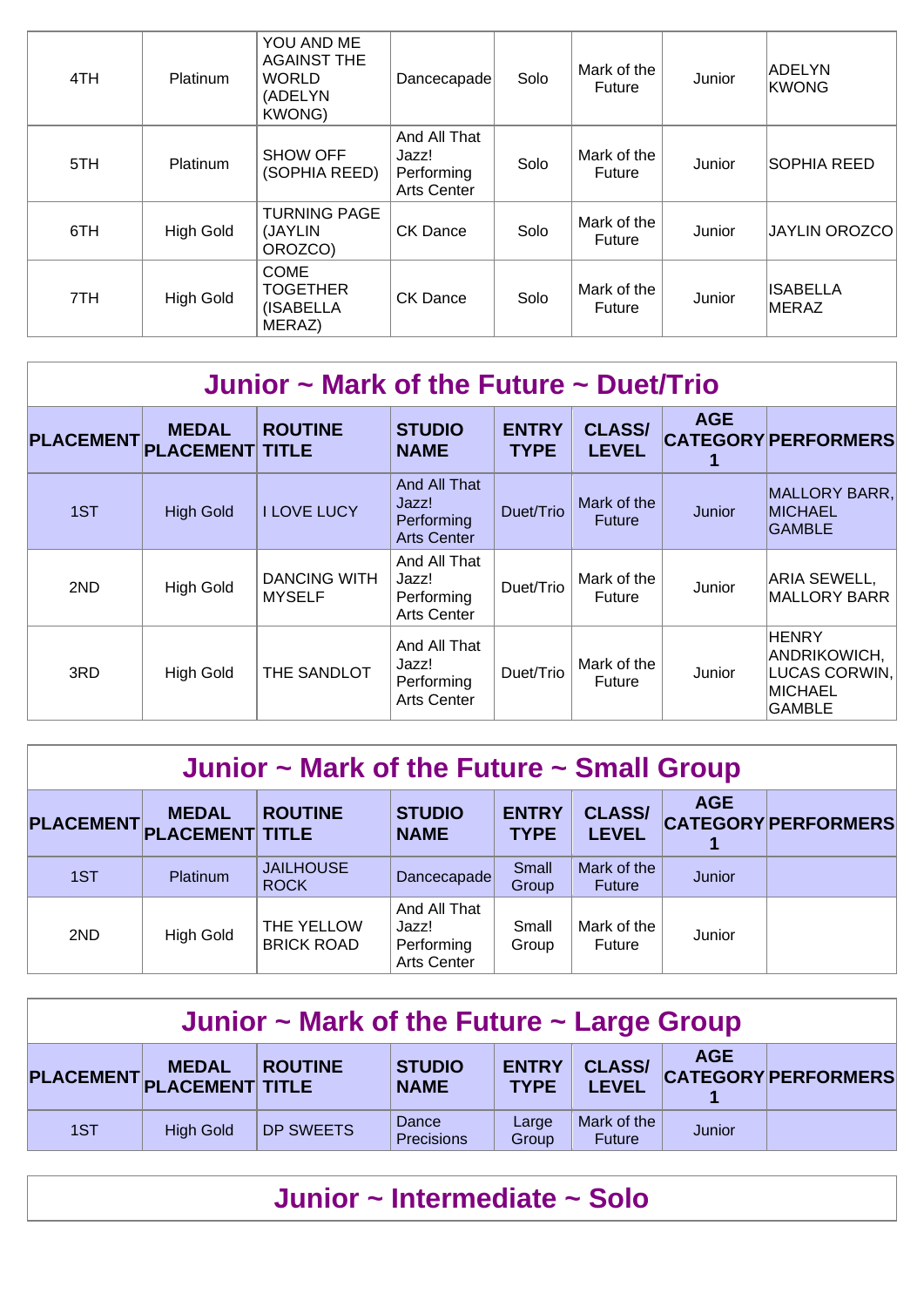| PLACEMENT | MEDAL PLACEMENT | ROUTINE TITLE | STUDIO NAME | ENTRY TYPE | CLASS/ LEVEL | AGE CATEGORY 1 | PERFORMERS |
|---|---|---|---|---|---|---|---|
| 4TH | Platinum | YOU AND ME AGAINST THE WORLD (ADELYN KWONG) | Dancecapade | Solo | Mark of the Future | Junior | ADELYN KWONG |
| 5TH | Platinum | SHOW OFF (SOPHIA REED) | And All That Jazz! Performing Arts Center | Solo | Mark of the Future | Junior | SOPHIA REED |
| 6TH | High Gold | TURNING PAGE (JAYLIN OROZCO) | CK Dance | Solo | Mark of the Future | Junior | JAYLIN OROZCO |
| 7TH | High Gold | COME TOGETHER (ISABELLA MERAZ) | CK Dance | Solo | Mark of the Future | Junior | ISABELLA MERAZ |

## Junior ~ Mark of the Future ~ Duet/Trio

| PLACEMENT | MEDAL PLACEMENT | ROUTINE TITLE | STUDIO NAME | ENTRY TYPE | CLASS/ LEVEL | AGE CATEGORY 1 | PERFORMERS |
|---|---|---|---|---|---|---|---|
| 1ST | High Gold | I LOVE LUCY | And All That Jazz! Performing Arts Center | Duet/Trio | Mark of the Future | Junior | MALLORY BARR, MICHAEL GAMBLE |
| 2ND | High Gold | DANCING WITH MYSELF | And All That Jazz! Performing Arts Center | Duet/Trio | Mark of the Future | Junior | ARIA SEWELL, MALLORY BARR |
| 3RD | High Gold | THE SANDLOT | And All That Jazz! Performing Arts Center | Duet/Trio | Mark of the Future | Junior | HENRY ANDRIKOWICH, LUCAS CORWIN, MICHAEL GAMBLE |

## Junior ~ Mark of the Future ~ Small Group

| PLACEMENT | MEDAL PLACEMENT | ROUTINE TITLE | STUDIO NAME | ENTRY TYPE | CLASS/ LEVEL | AGE CATEGORY 1 | PERFORMERS |
|---|---|---|---|---|---|---|---|
| 1ST | Platinum | JAILHOUSE ROCK | Dancecapade | Small Group | Mark of the Future | Junior | |
| 2ND | High Gold | THE YELLOW BRICK ROAD | And All That Jazz! Performing Arts Center | Small Group | Mark of the Future | Junior | |

## Junior ~ Mark of the Future ~ Large Group

| PLACEMENT | MEDAL PLACEMENT | ROUTINE TITLE | STUDIO NAME | ENTRY TYPE | CLASS/ LEVEL | AGE CATEGORY 1 | PERFORMERS |
|---|---|---|---|---|---|---|---|
| 1ST | High Gold | DP SWEETS | Dance Precisions | Large Group | Mark of the Future | Junior | |

## Junior ~ Intermediate ~ Solo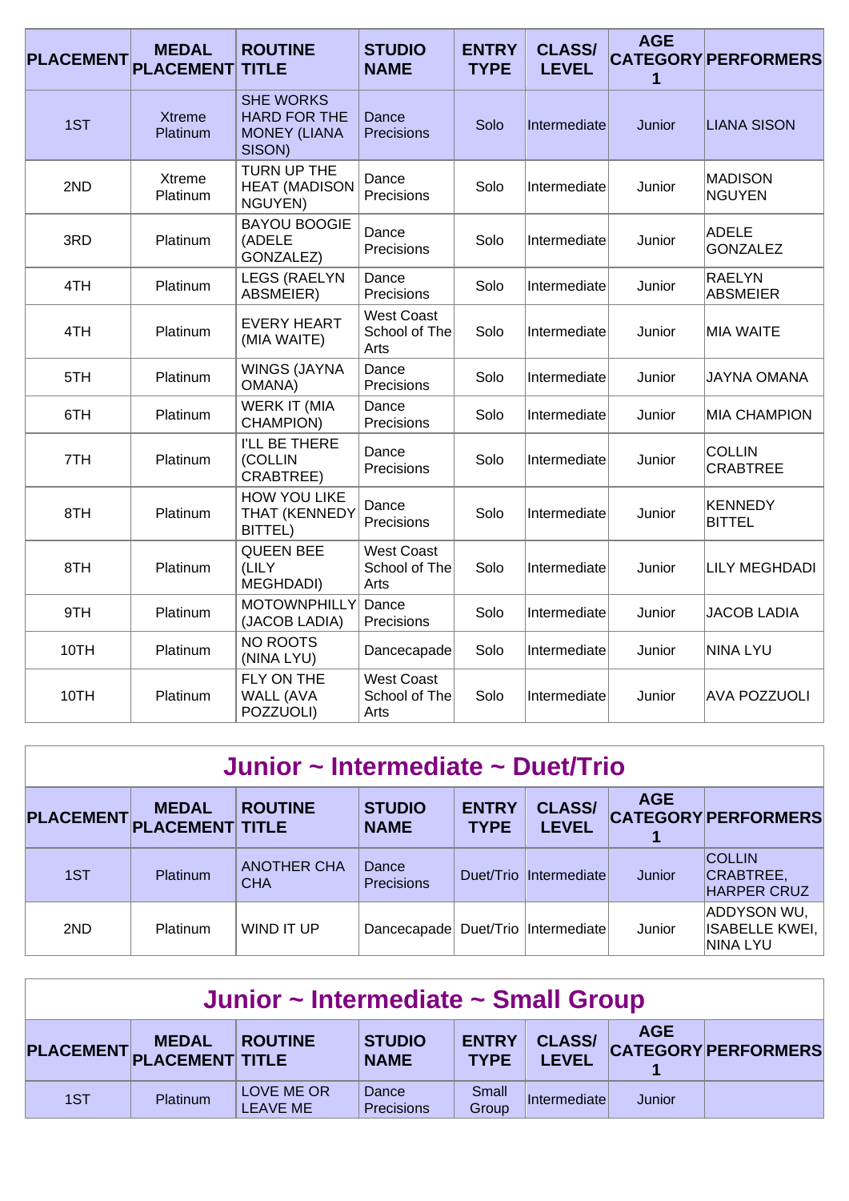| PLACEMENT | MEDAL PLACEMENT | ROUTINE TITLE | STUDIO NAME | ENTRY TYPE | CLASS/ LEVEL | AGE CATEGORY 1 | PERFORMERS |
|---|---|---|---|---|---|---|---|
| 1ST | Xtreme Platinum | SHE WORKS HARD FOR THE MONEY (LIANA SISON) | Dance Precisions | Solo | Intermediate | Junior | LIANA SISON |
| 2ND | Xtreme Platinum | TURN UP THE HEAT (MADISON NGUYEN) | Dance Precisions | Solo | Intermediate | Junior | MADISON NGUYEN |
| 3RD | Platinum | BAYOU BOOGIE (ADELE GONZALEZ) | Dance Precisions | Solo | Intermediate | Junior | ADELE GONZALEZ |
| 4TH | Platinum | LEGS (RAELYN ABSMEIER) | Dance Precisions | Solo | Intermediate | Junior | RAELYN ABSMEIER |
| 4TH | Platinum | EVERY HEART (MIA WAITE) | West Coast School of The Arts | Solo | Intermediate | Junior | MIA WAITE |
| 5TH | Platinum | WINGS (JAYNA OMANA) | Dance Precisions | Solo | Intermediate | Junior | JAYNA OMANA |
| 6TH | Platinum | WERK IT (MIA CHAMPION) | Dance Precisions | Solo | Intermediate | Junior | MIA CHAMPION |
| 7TH | Platinum | I'LL BE THERE (COLLIN CRABTREE) | Dance Precisions | Solo | Intermediate | Junior | COLLIN CRABTREE |
| 8TH | Platinum | HOW YOU LIKE THAT (KENNEDY BITTEL) | Dance Precisions | Solo | Intermediate | Junior | KENNEDY BITTEL |
| 8TH | Platinum | QUEEN BEE (LILY MEGHDADI) | West Coast School of The Arts | Solo | Intermediate | Junior | LILY MEGHDADI |
| 9TH | Platinum | MOTOWNPHILLY (JACOB LADIA) | Dance Precisions | Solo | Intermediate | Junior | JACOB LADIA |
| 10TH | Platinum | NO ROOTS (NINA LYU) | Dancecapade | Solo | Intermediate | Junior | NINA LYU |
| 10TH | Platinum | FLY ON THE WALL (AVA POZZUOLI) | West Coast School of The Arts | Solo | Intermediate | Junior | AVA POZZUOLI |

## Junior ~ Intermediate ~ Duet/Trio

| PLACEMENT | MEDAL PLACEMENT | ROUTINE TITLE | STUDIO NAME | ENTRY TYPE | CLASS/ LEVEL | AGE CATEGORY 1 | PERFORMERS |
|---|---|---|---|---|---|---|---|
| 1ST | Platinum | ANOTHER CHA CHA | Dance Precisions | Duet/Trio | Intermediate | Junior | COLLIN CRABTREE, HARPER CRUZ |
| 2ND | Platinum | WIND IT UP | Dancecapade | Duet/Trio | Intermediate | Junior | ADDYSON WU, ISABELLE KWEI, NINA LYU |

## Junior ~ Intermediate ~ Small Group

| PLACEMENT | MEDAL PLACEMENT | ROUTINE TITLE | STUDIO NAME | ENTRY TYPE | CLASS/ LEVEL | AGE CATEGORY 1 | PERFORMERS |
|---|---|---|---|---|---|---|---|
| 1ST | Platinum | LOVE ME OR LEAVE ME | Dance Precisions | Small Group | Intermediate | Junior | |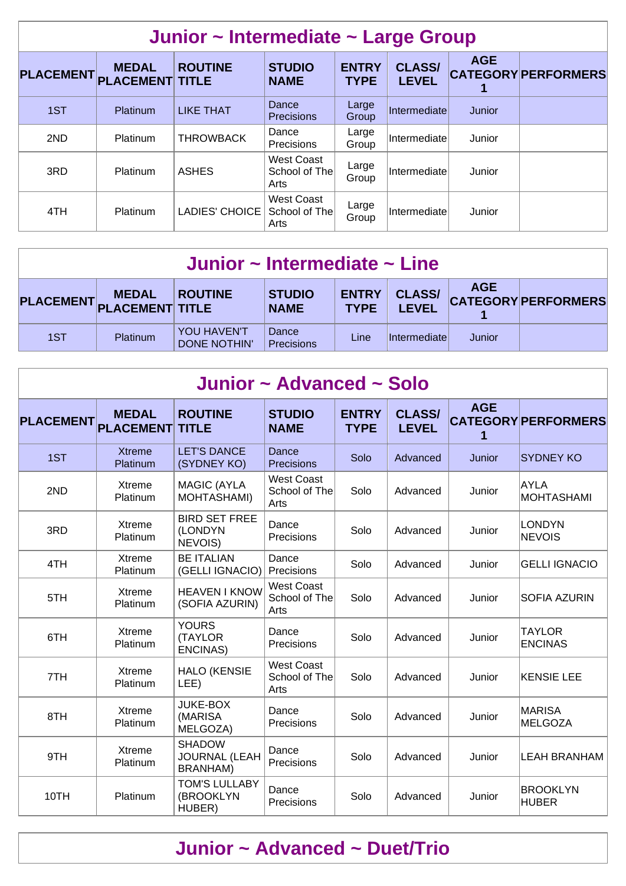## Junior ~ Intermediate ~ Large Group

| PLACEMENT | MEDAL PLACEMENT | ROUTINE TITLE | STUDIO NAME | ENTRY TYPE | CLASS/ LEVEL | AGE CATEGORY 1 | PERFORMERS |
|---|---|---|---|---|---|---|---|
| 1ST | Platinum | LIKE THAT | Dance Precisions | Large Group | Intermediate | Junior | |
| 2ND | Platinum | THROWBACK | Dance Precisions | Large Group | Intermediate | Junior | |
| 3RD | Platinum | ASHES | West Coast School of The Arts | Large Group | Intermediate | Junior | |
| 4TH | Platinum | LADIES' CHOICE | West Coast School of The Arts | Large Group | Intermediate | Junior | |

## Junior ~ Intermediate ~ Line

| PLACEMENT | MEDAL PLACEMENT | ROUTINE TITLE | STUDIO NAME | ENTRY TYPE | CLASS/ LEVEL | AGE CATEGORY 1 | PERFORMERS |
|---|---|---|---|---|---|---|---|
| 1ST | Platinum | YOU HAVEN'T DONE NOTHIN' | Dance Precisions | Line | Intermediate | Junior | |

## Junior ~ Advanced ~ Solo

| PLACEMENT | MEDAL PLACEMENT | ROUTINE TITLE | STUDIO NAME | ENTRY TYPE | CLASS/ LEVEL | AGE CATEGORY 1 | PERFORMERS |
|---|---|---|---|---|---|---|---|
| 1ST | Xtreme Platinum | LET'S DANCE (SYDNEY KO) | Dance Precisions | Solo | Advanced | Junior | SYDNEY KO |
| 2ND | Xtreme Platinum | MAGIC (AYLA MOHTASHAMI) | West Coast School of The Arts | Solo | Advanced | Junior | AYLA MOHTASHAMI |
| 3RD | Xtreme Platinum | BIRD SET FREE (LONDYN NEVOIS) | Dance Precisions | Solo | Advanced | Junior | LONDYN NEVOIS |
| 4TH | Xtreme Platinum | BE ITALIAN (GELLI IGNACIO) | Dance Precisions | Solo | Advanced | Junior | GELLI IGNACIO |
| 5TH | Xtreme Platinum | HEAVEN I KNOW (SOFIA AZURIN) | West Coast School of The Arts | Solo | Advanced | Junior | SOFIA AZURIN |
| 6TH | Xtreme Platinum | YOURS (TAYLOR ENCINAS) | Dance Precisions | Solo | Advanced | Junior | TAYLOR ENCINAS |
| 7TH | Xtreme Platinum | HALO (KENSIE LEE) | West Coast School of The Arts | Solo | Advanced | Junior | KENSIE LEE |
| 8TH | Xtreme Platinum | JUKE-BOX (MARISA MELGOZA) | Dance Precisions | Solo | Advanced | Junior | MARISA MELGOZA |
| 9TH | Xtreme Platinum | SHADOW JOURNAL (LEAH BRANHAM) | Dance Precisions | Solo | Advanced | Junior | LEAH BRANHAM |
| 10TH | Platinum | TOM'S LULLABY (BROOKLYN HUBER) | Dance Precisions | Solo | Advanced | Junior | BROOKLYN HUBER |

## Junior ~ Advanced ~ Duet/Trio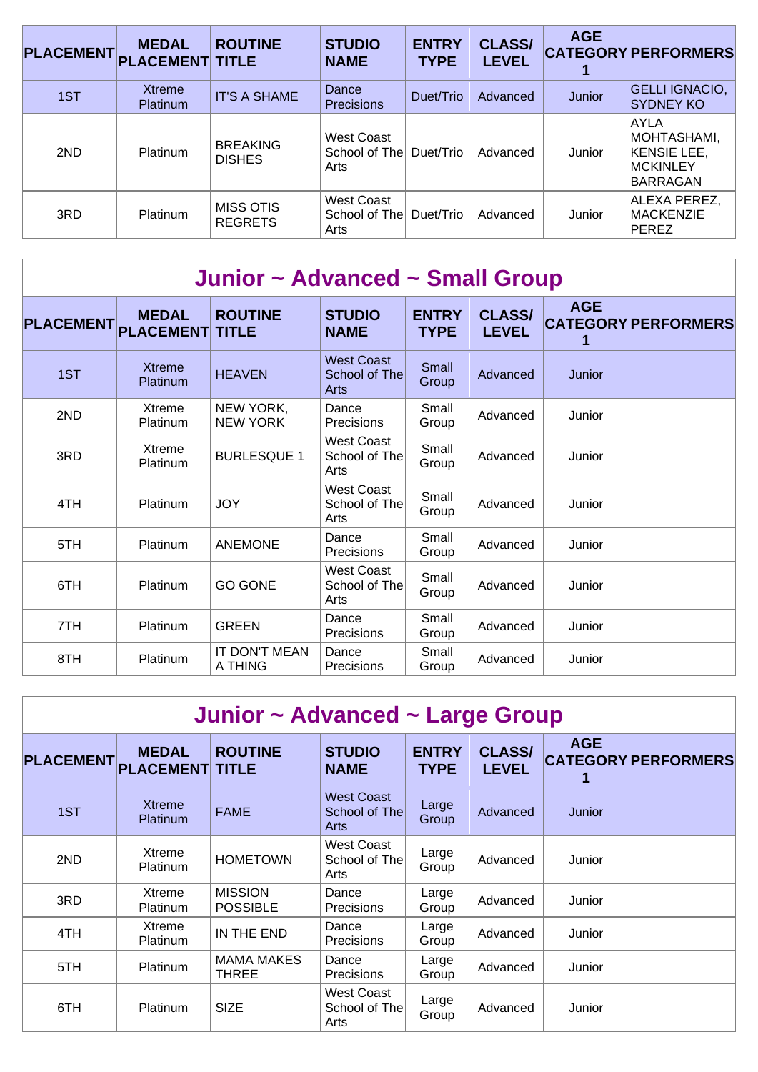| PLACEMENT | MEDAL PLACEMENT | ROUTINE TITLE | STUDIO NAME | ENTRY TYPE | CLASS/ LEVEL | AGE CATEGORY 1 | PERFORMERS |
|---|---|---|---|---|---|---|---|
| 1ST | Xtreme Platinum | IT'S A SHAME | Dance Precisions | Duet/Trio | Advanced | Junior | GELLI IGNACIO, SYDNEY KO |
| 2ND | Platinum | BREAKING DISHES | West Coast School of The Arts | Duet/Trio | Advanced | Junior | AYLA MOHTASHAMI, KENSIE LEE, MCKINLEY BARRAGAN |
| 3RD | Platinum | MISS OTIS REGRETS | West Coast School of The Arts | Duet/Trio | Advanced | Junior | ALEXA PEREZ, MACKENZIE PEREZ |

## Junior ~ Advanced ~ Small Group

| PLACEMENT | MEDAL PLACEMENT | ROUTINE TITLE | STUDIO NAME | ENTRY TYPE | CLASS/ LEVEL | AGE CATEGORY 1 | PERFORMERS |
|---|---|---|---|---|---|---|---|
| 1ST | Xtreme Platinum | HEAVEN | West Coast School of The Arts | Small Group | Advanced | Junior | |
| 2ND | Xtreme Platinum | NEW YORK, NEW YORK | Dance Precisions | Small Group | Advanced | Junior | |
| 3RD | Xtreme Platinum | BURLESQUE 1 | West Coast School of The Arts | Small Group | Advanced | Junior | |
| 4TH | Platinum | JOY | West Coast School of The Arts | Small Group | Advanced | Junior | |
| 5TH | Platinum | ANEMONE | Dance Precisions | Small Group | Advanced | Junior | |
| 6TH | Platinum | GO GONE | West Coast School of The Arts | Small Group | Advanced | Junior | |
| 7TH | Platinum | GREEN | Dance Precisions | Small Group | Advanced | Junior | |
| 8TH | Platinum | IT DON'T MEAN A THING | Dance Precisions | Small Group | Advanced | Junior | |

## Junior ~ Advanced ~ Large Group

| PLACEMENT | MEDAL PLACEMENT | ROUTINE TITLE | STUDIO NAME | ENTRY TYPE | CLASS/ LEVEL | AGE CATEGORY 1 | PERFORMERS |
|---|---|---|---|---|---|---|---|
| 1ST | Xtreme Platinum | FAME | West Coast School of The Arts | Large Group | Advanced | Junior | |
| 2ND | Xtreme Platinum | HOMETOWN | West Coast School of The Arts | Large Group | Advanced | Junior | |
| 3RD | Xtreme Platinum | MISSION POSSIBLE | Dance Precisions | Large Group | Advanced | Junior | |
| 4TH | Xtreme Platinum | IN THE END | Dance Precisions | Large Group | Advanced | Junior | |
| 5TH | Platinum | MAMA MAKES THREE | Dance Precisions | Large Group | Advanced | Junior | |
| 6TH | Platinum | SIZE | West Coast School of The Arts | Large Group | Advanced | Junior | |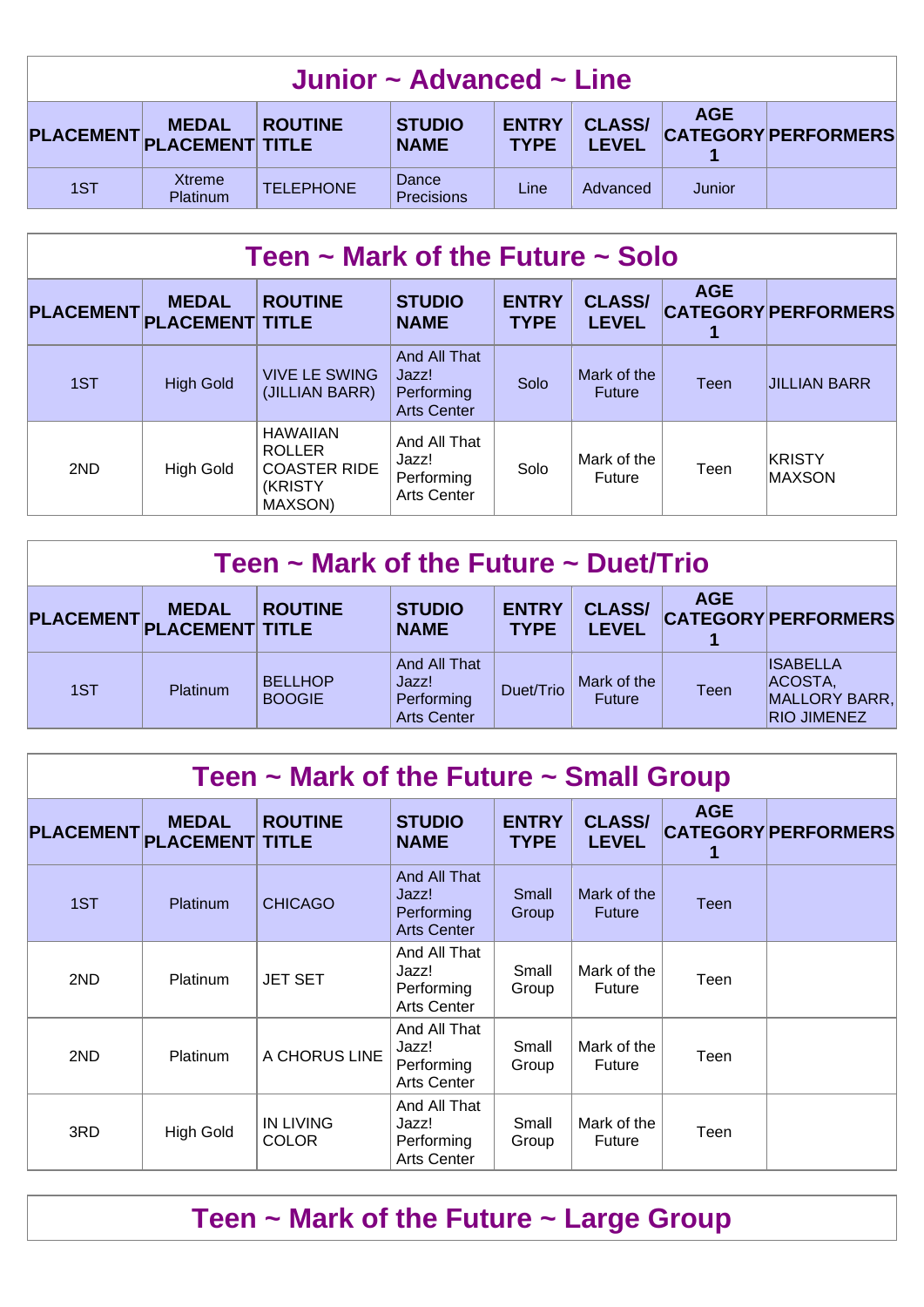## Junior ~ Advanced ~ Line

| PLACEMENT | MEDAL PLACEMENT | ROUTINE TITLE | STUDIO NAME | ENTRY TYPE | CLASS/ LEVEL | AGE CATEGORY 1 | PERFORMERS |
|---|---|---|---|---|---|---|---|
| 1ST | Xtreme Platinum | TELEPHONE | Dance Precisions | Line | Advanced | Junior | |

## Teen ~ Mark of the Future ~ Solo

| PLACEMENT | MEDAL PLACEMENT | ROUTINE TITLE | STUDIO NAME | ENTRY TYPE | CLASS/ LEVEL | AGE CATEGORY 1 | PERFORMERS |
|---|---|---|---|---|---|---|---|
| 1ST | High Gold | VIVE LE SWING (JILLIAN BARR) | And All That Jazz! Performing Arts Center | Solo | Mark of the Future | Teen | JILLIAN BARR |
| 2ND | High Gold | HAWAIIAN ROLLER COASTER RIDE (KRISTY MAXSON) | And All That Jazz! Performing Arts Center | Solo | Mark of the Future | Teen | KRISTY MAXSON |

## Teen ~ Mark of the Future ~ Duet/Trio

| PLACEMENT | MEDAL PLACEMENT | ROUTINE TITLE | STUDIO NAME | ENTRY TYPE | CLASS/ LEVEL | AGE CATEGORY 1 | PERFORMERS |
|---|---|---|---|---|---|---|---|
| 1ST | Platinum | BELLHOP BOOGIE | And All That Jazz! Performing Arts Center | Duet/Trio | Mark of the Future | Teen | ISABELLA ACOSTA, MALLORY BARR, RIO JIMENEZ |

## Teen ~ Mark of the Future ~ Small Group

| PLACEMENT | MEDAL PLACEMENT | ROUTINE TITLE | STUDIO NAME | ENTRY TYPE | CLASS/ LEVEL | AGE CATEGORY 1 | PERFORMERS |
|---|---|---|---|---|---|---|---|
| 1ST | Platinum | CHICAGO | And All That Jazz! Performing Arts Center | Small Group | Mark of the Future | Teen | |
| 2ND | Platinum | JET SET | And All That Jazz! Performing Arts Center | Small Group | Mark of the Future | Teen | |
| 2ND | Platinum | A CHORUS LINE | And All That Jazz! Performing Arts Center | Small Group | Mark of the Future | Teen | |
| 3RD | High Gold | IN LIVING COLOR | And All That Jazz! Performing Arts Center | Small Group | Mark of the Future | Teen | |

## Teen ~ Mark of the Future ~ Large Group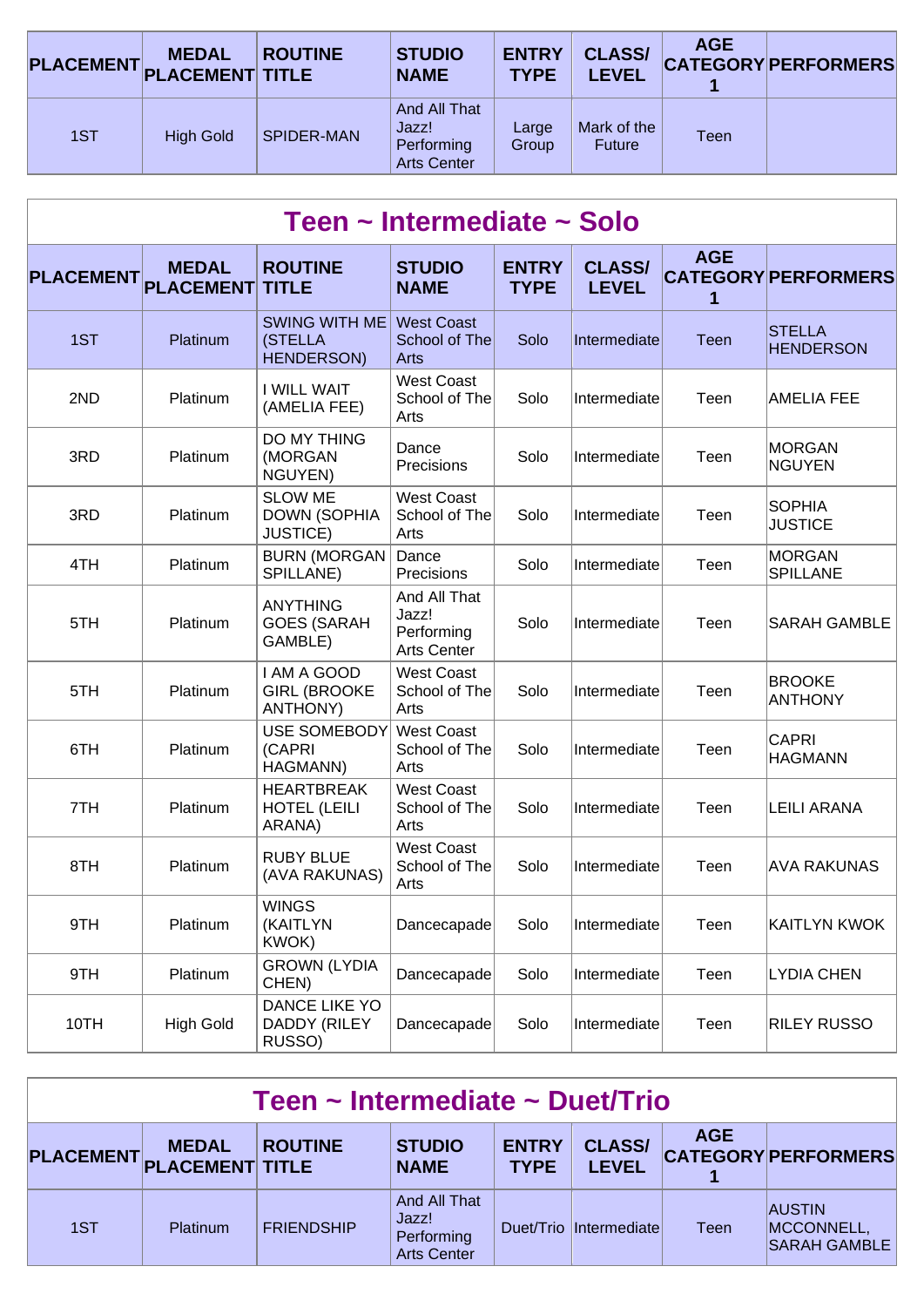| PLACEMENT | MEDAL PLACEMENT | ROUTINE TITLE | STUDIO NAME | ENTRY TYPE | CLASS/ LEVEL | AGE CATEGORY 1 | PERFORMERS |
|---|---|---|---|---|---|---|---|
| 1ST | High Gold | SPIDER-MAN | And All That Jazz! Performing Arts Center | Large Group | Mark of the Future | Teen | |

## Teen ~ Intermediate ~ Solo

| PLACEMENT | MEDAL PLACEMENT | ROUTINE TITLE | STUDIO NAME | ENTRY TYPE | CLASS/ LEVEL | AGE CATEGORY 1 | PERFORMERS |
|---|---|---|---|---|---|---|---|
| 1ST | Platinum | SWING WITH ME (STELLA HENDERSON) | West Coast School of The Arts | Solo | Intermediate | Teen | STELLA HENDERSON |
| 2ND | Platinum | I WILL WAIT (AMELIA FEE) | West Coast School of The Arts | Solo | Intermediate | Teen | AMELIA FEE |
| 3RD | Platinum | DO MY THING (MORGAN NGUYEN) | Dance Precisions | Solo | Intermediate | Teen | MORGAN NGUYEN |
| 3RD | Platinum | SLOW ME DOWN (SOPHIA JUSTICE) | West Coast School of The Arts | Solo | Intermediate | Teen | SOPHIA JUSTICE |
| 4TH | Platinum | BURN (MORGAN SPILLANE) | Dance Precisions | Solo | Intermediate | Teen | MORGAN SPILLANE |
| 5TH | Platinum | ANYTHING GOES (SARAH GAMBLE) | And All That Jazz! Performing Arts Center | Solo | Intermediate | Teen | SARAH GAMBLE |
| 5TH | Platinum | I AM A GOOD GIRL (BROOKE ANTHONY) | West Coast School of The Arts | Solo | Intermediate | Teen | BROOKE ANTHONY |
| 6TH | Platinum | USE SOMEBODY (CAPRI HAGMANN) | West Coast School of The Arts | Solo | Intermediate | Teen | CAPRI HAGMANN |
| 7TH | Platinum | HEARTBREAK HOTEL (LEILI ARANA) | West Coast School of The Arts | Solo | Intermediate | Teen | LEILI ARANA |
| 8TH | Platinum | RUBY BLUE (AVA RAKUNAS) | West Coast School of The Arts | Solo | Intermediate | Teen | AVA RAKUNAS |
| 9TH | Platinum | WINGS (KAITLYN KWOK) | Dancecapade | Solo | Intermediate | Teen | KAITLYN KWOK |
| 9TH | Platinum | GROWN (LYDIA CHEN) | Dancecapade | Solo | Intermediate | Teen | LYDIA CHEN |
| 10TH | High Gold | DANCE LIKE YO DADDY (RILEY RUSSO) | Dancecapade | Solo | Intermediate | Teen | RILEY RUSSO |

## Teen ~ Intermediate ~ Duet/Trio

| PLACEMENT | MEDAL PLACEMENT | ROUTINE TITLE | STUDIO NAME | ENTRY TYPE | CLASS/ LEVEL | AGE CATEGORY 1 | PERFORMERS |
|---|---|---|---|---|---|---|---|
| 1ST | Platinum | FRIENDSHIP | And All That Jazz! Performing Arts Center | Duet/Trio | Intermediate | Teen | AUSTIN MCCONNELL, SARAH GAMBLE |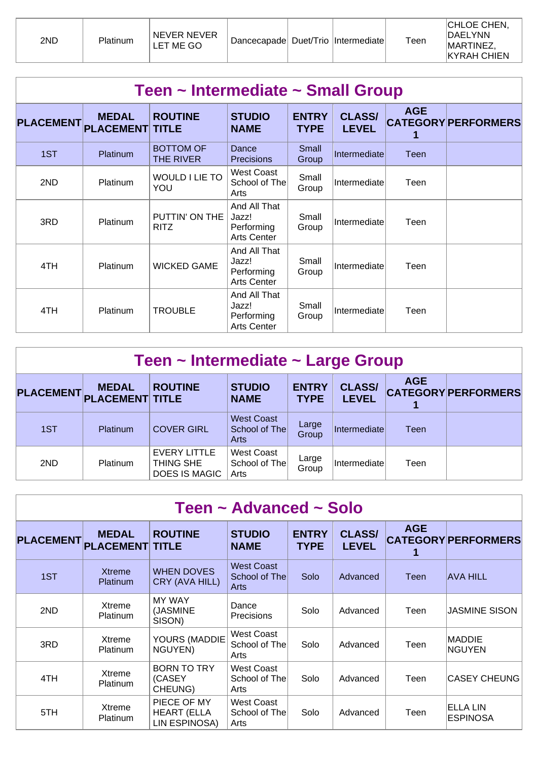| 2ND | Platinum | NEVER NEVER LET ME GO | Dancecapade | Duet/Trio | Intermediate | Teen | CHLOE CHEN, DAELYNN MARTINEZ, KYRAH CHIEN |
|---|---|---|---|---|---|---|---|

## Teen ~ Intermediate ~ Small Group

| PLACEMENT | MEDAL PLACEMENT | ROUTINE TITLE | STUDIO NAME | ENTRY TYPE | CLASS/ LEVEL | AGE CATEGORY 1 | PERFORMERS |
|---|---|---|---|---|---|---|---|
| 1ST | Platinum | BOTTOM OF THE RIVER | Dance Precisions | Small Group | Intermediate | Teen | |
| 2ND | Platinum | WOULD I LIE TO YOU | West Coast School of The Arts | Small Group | Intermediate | Teen | |
| 3RD | Platinum | PUTTIN' ON THE RITZ | And All That Jazz! Performing Arts Center | Small Group | Intermediate | Teen | |
| 4TH | Platinum | WICKED GAME | And All That Jazz! Performing Arts Center | Small Group | Intermediate | Teen | |
| 4TH | Platinum | TROUBLE | And All That Jazz! Performing Arts Center | Small Group | Intermediate | Teen | |

## Teen ~ Intermediate ~ Large Group

| PLACEMENT | MEDAL PLACEMENT | ROUTINE TITLE | STUDIO NAME | ENTRY TYPE | CLASS/ LEVEL | AGE CATEGORY 1 | PERFORMERS |
|---|---|---|---|---|---|---|---|
| 1ST | Platinum | COVER GIRL | West Coast School of The Arts | Large Group | Intermediate | Teen | |
| 2ND | Platinum | EVERY LITTLE THING SHE DOES IS MAGIC | West Coast School of The Arts | Large Group | Intermediate | Teen | |

## Teen ~ Advanced ~ Solo

| PLACEMENT | MEDAL PLACEMENT | ROUTINE TITLE | STUDIO NAME | ENTRY TYPE | CLASS/ LEVEL | AGE CATEGORY 1 | PERFORMERS |
|---|---|---|---|---|---|---|---|
| 1ST | Xtreme Platinum | WHEN DOVES CRY (AVA HILL) | West Coast School of The Arts | Solo | Advanced | Teen | AVA HILL |
| 2ND | Xtreme Platinum | MY WAY (JASMINE SISON) | Dance Precisions | Solo | Advanced | Teen | JASMINE SISON |
| 3RD | Xtreme Platinum | YOURS (MADDIE NGUYEN) | West Coast School of The Arts | Solo | Advanced | Teen | MADDIE NGUYEN |
| 4TH | Xtreme Platinum | BORN TO TRY (CASEY CHEUNG) | West Coast School of The Arts | Solo | Advanced | Teen | CASEY CHEUNG |
| 5TH | Xtreme Platinum | PIECE OF MY HEART (ELLA LIN ESPINOSA) | West Coast School of The Arts | Solo | Advanced | Teen | ELLA LIN ESPINOSA |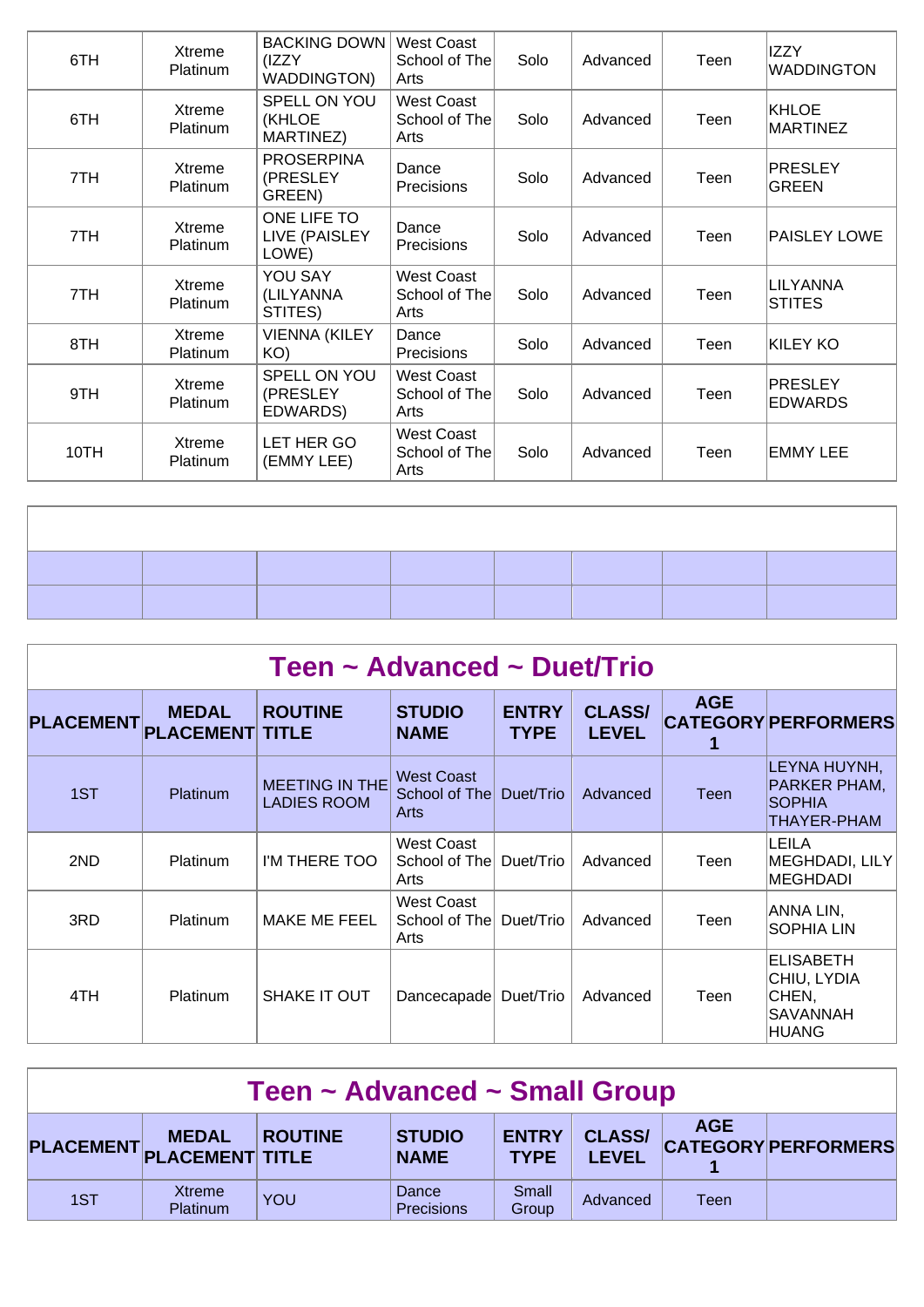| PLACEMENT | MEDAL PLACEMENT | ROUTINE TITLE | STUDIO NAME | ENTRY TYPE | CLASS/ LEVEL | AGE CATEGORY 1 | PERFORMERS |
|---|---|---|---|---|---|---|---|
| 6TH | Xtreme Platinum | BACKING DOWN (IZZY WADDINGTON) | West Coast School of The Arts | Solo | Advanced | Teen | IZZY WADDINGTON |
| 6TH | Xtreme Platinum | SPELL ON YOU (KHLOE MARTINEZ) | West Coast School of The Arts | Solo | Advanced | Teen | KHLOE MARTINEZ |
| 7TH | Xtreme Platinum | PROSERPINA (PRESLEY GREEN) | Dance Precisions | Solo | Advanced | Teen | PRESLEY GREEN |
| 7TH | Xtreme Platinum | ONE LIFE TO LIVE (PAISLEY LOWE) | Dance Precisions | Solo | Advanced | Teen | PAISLEY LOWE |
| 7TH | Xtreme Platinum | YOU SAY (LILYANNA STITES) | West Coast School of The Arts | Solo | Advanced | Teen | LILYANNA STITES |
| 8TH | Xtreme Platinum | VIENNA (KILEY KO) | Dance Precisions | Solo | Advanced | Teen | KILEY KO |
| 9TH | Xtreme Platinum | SPELL ON YOU (PRESLEY EDWARDS) | West Coast School of The Arts | Solo | Advanced | Teen | PRESLEY EDWARDS |
| 10TH | Xtreme Platinum | LET HER GO (EMMY LEE) | West Coast School of The Arts | Solo | Advanced | Teen | EMMY LEE |

## Teen ~ Advanced ~ Duet/Trio

| PLACEMENT | MEDAL PLACEMENT | ROUTINE TITLE | STUDIO NAME | ENTRY TYPE | CLASS/ LEVEL | AGE CATEGORY 1 | PERFORMERS |
|---|---|---|---|---|---|---|---|
| 1ST | Platinum | MEETING IN THE LADIES ROOM | West Coast School of The Arts | Duet/Trio | Advanced | Teen | LEYNA HUYNH, PARKER PHAM, SOPHIA THAYER-PHAM |
| 2ND | Platinum | I'M THERE TOO | West Coast School of The Arts | Duet/Trio | Advanced | Teen | LEILA MEGHDADI, LILY MEGHDADI |
| 3RD | Platinum | MAKE ME FEEL | West Coast School of The Arts | Duet/Trio | Advanced | Teen | ANNA LIN, SOPHIA LIN |
| 4TH | Platinum | SHAKE IT OUT | Dancecapade | Duet/Trio | Advanced | Teen | ELISABETH CHIU, LYDIA CHEN, SAVANNAH HUANG |

## Teen ~ Advanced ~ Small Group

| PLACEMENT | MEDAL PLACEMENT | ROUTINE TITLE | STUDIO NAME | ENTRY TYPE | CLASS/ LEVEL | AGE CATEGORY 1 | PERFORMERS |
|---|---|---|---|---|---|---|---|
| 1ST | Xtreme Platinum | YOU | Dance Precisions | Small Group | Advanced | Teen | |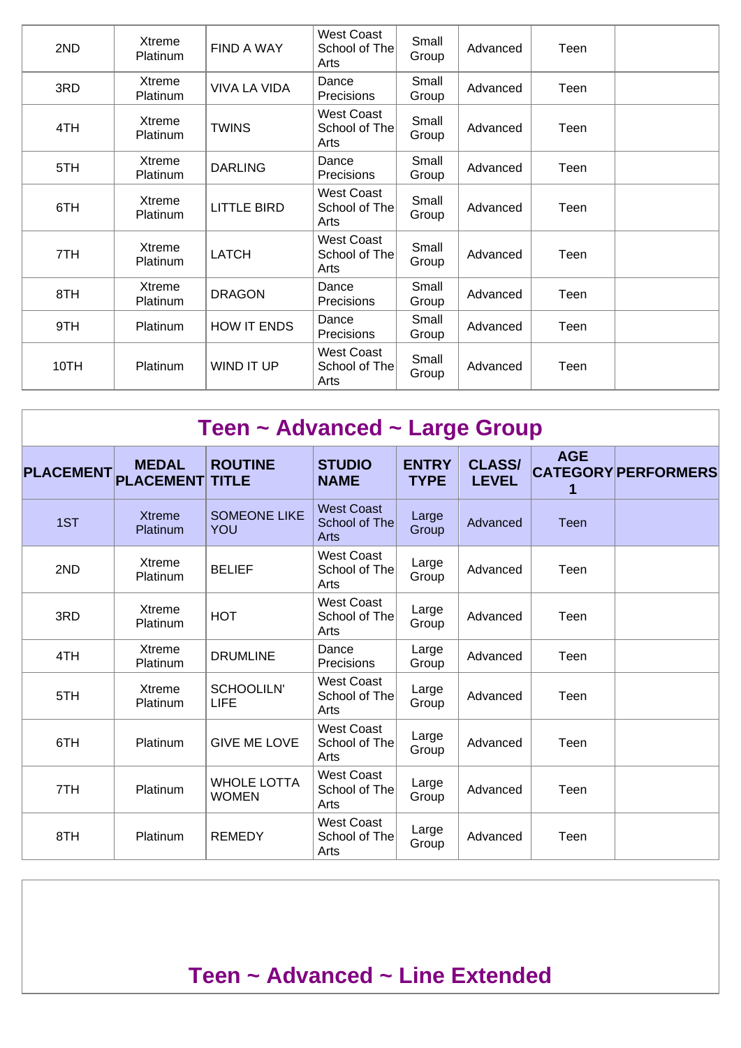| PLACEMENT | MEDAL PLACEMENT | ROUTINE TITLE | STUDIO NAME | ENTRY TYPE | CLASS/ LEVEL | AGE CATEGORY 1 | PERFORMERS |
|---|---|---|---|---|---|---|---|
| 2ND | Xtreme Platinum | FIND A WAY | West Coast School of The Arts | Small Group | Advanced | Teen | |
| 3RD | Xtreme Platinum | VIVA LA VIDA | Dance Precisions | Small Group | Advanced | Teen | |
| 4TH | Xtreme Platinum | TWINS | West Coast School of The Arts | Small Group | Advanced | Teen | |
| 5TH | Xtreme Platinum | DARLING | Dance Precisions | Small Group | Advanced | Teen | |
| 6TH | Xtreme Platinum | LITTLE BIRD | West Coast School of The Arts | Small Group | Advanced | Teen | |
| 7TH | Xtreme Platinum | LATCH | West Coast School of The Arts | Small Group | Advanced | Teen | |
| 8TH | Xtreme Platinum | DRAGON | Dance Precisions | Small Group | Advanced | Teen | |
| 9TH | Platinum | HOW IT ENDS | Dance Precisions | Small Group | Advanced | Teen | |
| 10TH | Platinum | WIND IT UP | West Coast School of The Arts | Small Group | Advanced | Teen | |

## Teen ~ Advanced ~ Large Group

| PLACEMENT | MEDAL PLACEMENT | ROUTINE TITLE | STUDIO NAME | ENTRY TYPE | CLASS/ LEVEL | AGE CATEGORY 1 | PERFORMERS |
|---|---|---|---|---|---|---|---|
| 1ST | Xtreme Platinum | SOMEONE LIKE YOU | West Coast School of The Arts | Large Group | Advanced | Teen | |
| 2ND | Xtreme Platinum | BELIEF | West Coast School of The Arts | Large Group | Advanced | Teen | |
| 3RD | Xtreme Platinum | HOT | West Coast School of The Arts | Large Group | Advanced | Teen | |
| 4TH | Xtreme Platinum | DRUMLINE | Dance Precisions | Large Group | Advanced | Teen | |
| 5TH | Xtreme Platinum | SCHOOLILN' LIFE | West Coast School of The Arts | Large Group | Advanced | Teen | |
| 6TH | Platinum | GIVE ME LOVE | West Coast School of The Arts | Large Group | Advanced | Teen | |
| 7TH | Platinum | WHOLE LOTTA WOMEN | West Coast School of The Arts | Large Group | Advanced | Teen | |
| 8TH | Platinum | REMEDY | West Coast School of The Arts | Large Group | Advanced | Teen | |

## Teen ~ Advanced ~ Line Extended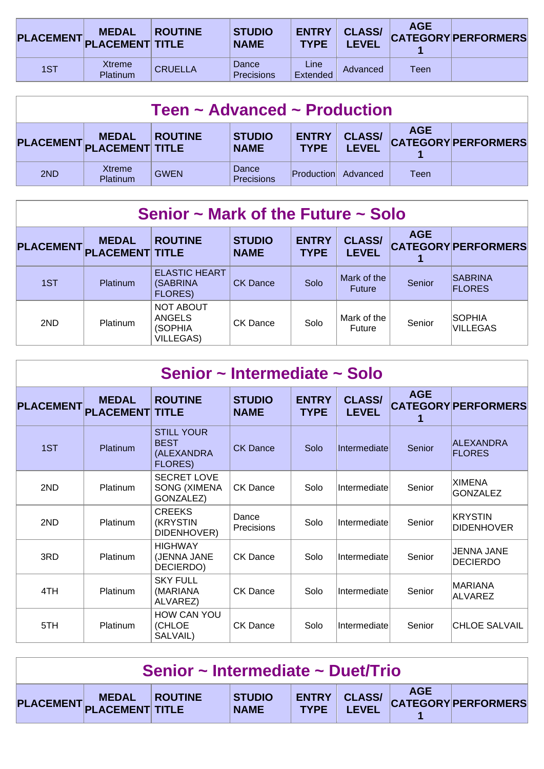| PLACEMENT | MEDAL PLACEMENT | ROUTINE TITLE | STUDIO NAME | ENTRY TYPE | CLASS/ LEVEL | AGE CATEGORY 1 | PERFORMERS |
|---|---|---|---|---|---|---|---|
| 1ST | Xtreme Platinum | CRUELLA | Dance Precisions | Line Extended | Advanced | Teen | |

## Teen ~ Advanced ~ Production

| PLACEMENT | MEDAL PLACEMENT | ROUTINE TITLE | STUDIO NAME | ENTRY TYPE | CLASS/ LEVEL | AGE CATEGORY 1 | PERFORMERS |
|---|---|---|---|---|---|---|---|
| 2ND | Xtreme Platinum | GWEN | Dance Precisions | Production | Advanced | Teen | |

## Senior ~ Mark of the Future ~ Solo

| PLACEMENT | MEDAL PLACEMENT | ROUTINE TITLE | STUDIO NAME | ENTRY TYPE | CLASS/ LEVEL | AGE CATEGORY 1 | PERFORMERS |
|---|---|---|---|---|---|---|---|
| 1ST | Platinum | ELASTIC HEART (SABRINA FLORES) | CK Dance | Solo | Mark of the Future | Senior | SABRINA FLORES |
| 2ND | Platinum | NOT ABOUT ANGELS (SOPHIA VILLEGAS) | CK Dance | Solo | Mark of the Future | Senior | SOPHIA VILLEGAS |

## Senior ~ Intermediate ~ Solo

| PLACEMENT | MEDAL PLACEMENT | ROUTINE TITLE | STUDIO NAME | ENTRY TYPE | CLASS/ LEVEL | AGE CATEGORY 1 | PERFORMERS |
|---|---|---|---|---|---|---|---|
| 1ST | Platinum | STILL YOUR BEST (ALEXANDRA FLORES) | CK Dance | Solo | Intermediate | Senior | ALEXANDRA FLORES |
| 2ND | Platinum | SECRET LOVE SONG (XIMENA GONZALEZ) | CK Dance | Solo | Intermediate | Senior | XIMENA GONZALEZ |
| 2ND | Platinum | CREEKS (KRYSTIN DIDENHOVER) | Dance Precisions | Solo | Intermediate | Senior | KRYSTIN DIDENHOVER |
| 3RD | Platinum | HIGHWAY (JENNA JANE DECIERDO) | CK Dance | Solo | Intermediate | Senior | JENNA JANE DECIERDO |
| 4TH | Platinum | SKY FULL (MARIANA ALVAREZ) | CK Dance | Solo | Intermediate | Senior | MARIANA ALVAREZ |
| 5TH | Platinum | HOW CAN YOU (CHLOE SALVAIL) | CK Dance | Solo | Intermediate | Senior | CHLOE SALVAIL |

## Senior ~ Intermediate ~ Duet/Trio

| PLACEMENT | MEDAL PLACEMENT | ROUTINE TITLE | STUDIO NAME | ENTRY TYPE | CLASS/ LEVEL | AGE CATEGORY 1 | PERFORMERS |
|---|---|---|---|---|---|---|---|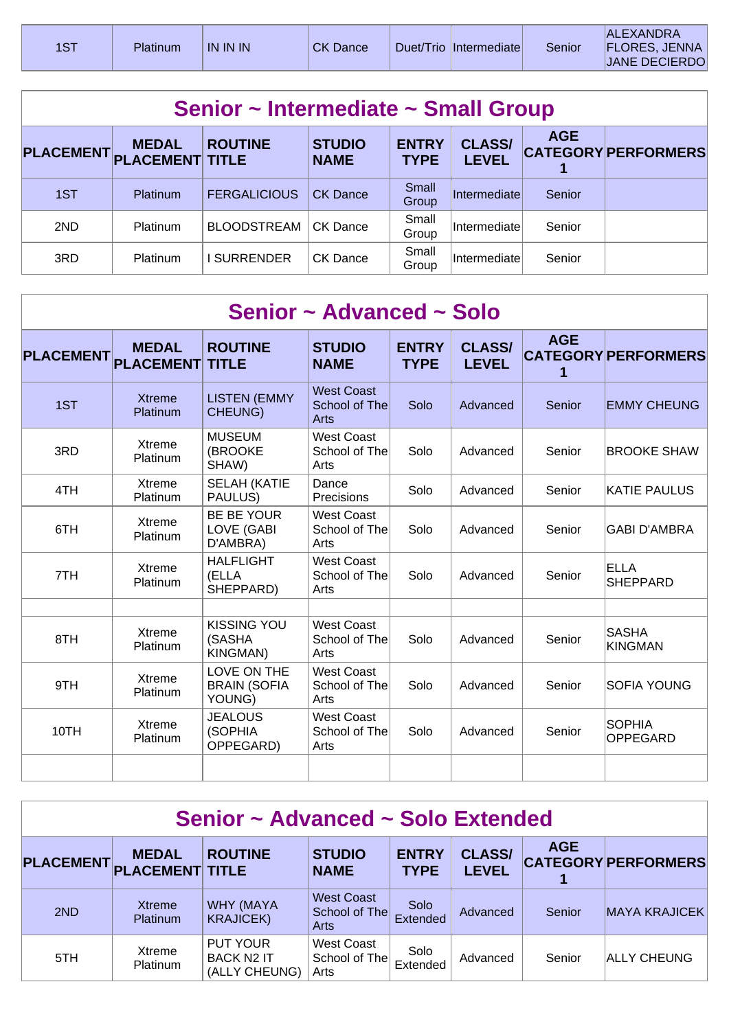| 1ST | Platinum | IN IN IN | CK Dance | Duet/Trio | Intermediate | Senior | ALEXANDRA FLORES, JENNA JANE DECIERDO |
|---|---|---|---|---|---|---|---|

## Senior ~ Intermediate ~ Small Group

| PLACEMENT | MEDAL PLACEMENT | ROUTINE TITLE | STUDIO NAME | ENTRY TYPE | CLASS/ LEVEL | AGE CATEGORY 1 | PERFORMERS |
|---|---|---|---|---|---|---|---|
| 1ST | Platinum | FERGALICIOUS | CK Dance | Small Group | Intermediate | Senior | |
| 2ND | Platinum | BLOODSTREAM | CK Dance | Small Group | Intermediate | Senior | |
| 3RD | Platinum | I SURRENDER | CK Dance | Small Group | Intermediate | Senior | |

## Senior ~ Advanced ~ Solo

| PLACEMENT | MEDAL PLACEMENT | ROUTINE TITLE | STUDIO NAME | ENTRY TYPE | CLASS/ LEVEL | AGE CATEGORY 1 | PERFORMERS |
|---|---|---|---|---|---|---|---|
| 1ST | Xtreme Platinum | LISTEN (EMMY CHEUNG) | West Coast School of The Arts | Solo | Advanced | Senior | EMMY CHEUNG |
| 3RD | Xtreme Platinum | MUSEUM (BROOKE SHAW) | West Coast School of The Arts | Solo | Advanced | Senior | BROOKE SHAW |
| 4TH | Xtreme Platinum | SELAH (KATIE PAULUS) | Dance Precisions | Solo | Advanced | Senior | KATIE PAULUS |
| 6TH | Xtreme Platinum | BE BE YOUR LOVE (GABI D'AMBRA) | West Coast School of The Arts | Solo | Advanced | Senior | GABI D'AMBRA |
| 7TH | Xtreme Platinum | HALFLIGHT (ELLA SHEPPARD) | West Coast School of The Arts | Solo | Advanced | Senior | ELLA SHEPPARD |
| | | | | | | | |
| 8TH | Xtreme Platinum | KISSING YOU (SASHA KINGMAN) | West Coast School of The Arts | Solo | Advanced | Senior | SASHA KINGMAN |
| 9TH | Xtreme Platinum | LOVE ON THE BRAIN (SOFIA YOUNG) | West Coast School of The Arts | Solo | Advanced | Senior | SOFIA YOUNG |
| 10TH | Xtreme Platinum | JEALOUS (SOPHIA OPPEGARD) | West Coast School of The Arts | Solo | Advanced | Senior | SOPHIA OPPEGARD |
| | | | | | | | |

## Senior ~ Advanced ~ Solo Extended

| PLACEMENT | MEDAL PLACEMENT | ROUTINE TITLE | STUDIO NAME | ENTRY TYPE | CLASS/ LEVEL | AGE CATEGORY 1 | PERFORMERS |
|---|---|---|---|---|---|---|---|
| 2ND | Xtreme Platinum | WHY (MAYA KRAJICEK) | West Coast School of The Arts | Solo Extended | Advanced | Senior | MAYA KRAJICEK |
| 5TH | Xtreme Platinum | PUT YOUR BACK N2 IT (ALLY CHEUNG) | West Coast School of The Arts | Solo Extended | Advanced | Senior | ALLY CHEUNG |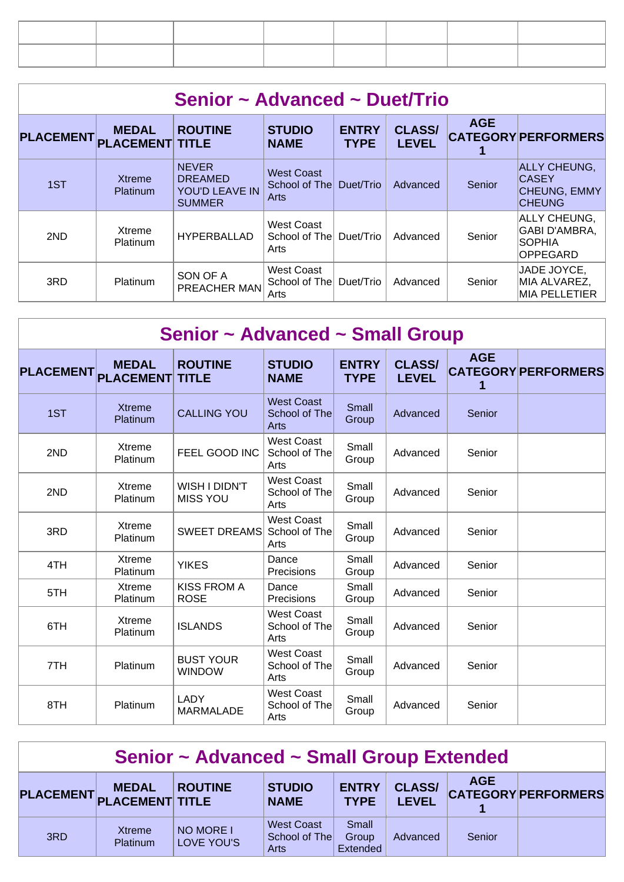| | | | | | | | |
|---|---|---|---|---|---|---|---|
| | | | | | | | |
| | | | | | | | |

## Senior ~ Advanced ~ Duet/Trio

| PLACEMENT | MEDAL PLACEMENT | ROUTINE TITLE | STUDIO NAME | ENTRY TYPE | CLASS/ LEVEL | AGE CATEGORY 1 | PERFORMERS |
|---|---|---|---|---|---|---|---|
| 1ST | Xtreme Platinum | NEVER DREAMED YOU'D LEAVE IN SUMMER | West Coast School of The Arts | Duet/Trio | Advanced | Senior | ALLY CHEUNG, CASEY CHEUNG, EMMY CHEUNG |
| 2ND | Xtreme Platinum | HYPERBALLAD | West Coast School of The Arts | Duet/Trio | Advanced | Senior | ALLY CHEUNG, GABI D'AMBRA, SOPHIA OPPEGARD |
| 3RD | Platinum | SON OF A PREACHER MAN | West Coast School of The Arts | Duet/Trio | Advanced | Senior | JADE JOYCE, MIA ALVAREZ, MIA PELLETIER |

## Senior ~ Advanced ~ Small Group

| PLACEMENT | MEDAL PLACEMENT | ROUTINE TITLE | STUDIO NAME | ENTRY TYPE | CLASS/ LEVEL | AGE CATEGORY 1 | PERFORMERS |
|---|---|---|---|---|---|---|---|
| 1ST | Xtreme Platinum | CALLING YOU | West Coast School of The Arts | Small Group | Advanced | Senior | |
| 2ND | Xtreme Platinum | FEEL GOOD INC | West Coast School of The Arts | Small Group | Advanced | Senior | |
| 2ND | Xtreme Platinum | WISH I DIDN'T MISS YOU | West Coast School of The Arts | Small Group | Advanced | Senior | |
| 3RD | Xtreme Platinum | SWEET DREAMS | West Coast School of The Arts | Small Group | Advanced | Senior | |
| 4TH | Xtreme Platinum | YIKES | Dance Precisions | Small Group | Advanced | Senior | |
| 5TH | Xtreme Platinum | KISS FROM A ROSE | Dance Precisions | Small Group | Advanced | Senior | |
| 6TH | Xtreme Platinum | ISLANDS | West Coast School of The Arts | Small Group | Advanced | Senior | |
| 7TH | Platinum | BUST YOUR WINDOW | West Coast School of The Arts | Small Group | Advanced | Senior | |
| 8TH | Platinum | LADY MARMALADE | West Coast School of The Arts | Small Group | Advanced | Senior | |

## Senior ~ Advanced ~ Small Group Extended

| PLACEMENT | MEDAL PLACEMENT | ROUTINE TITLE | STUDIO NAME | ENTRY TYPE | CLASS/ LEVEL | AGE CATEGORY 1 | PERFORMERS |
|---|---|---|---|---|---|---|---|
| 3RD | Xtreme Platinum | NO MORE I LOVE YOU'S | West Coast School of The Arts | Small Group Extended | Advanced | Senior | |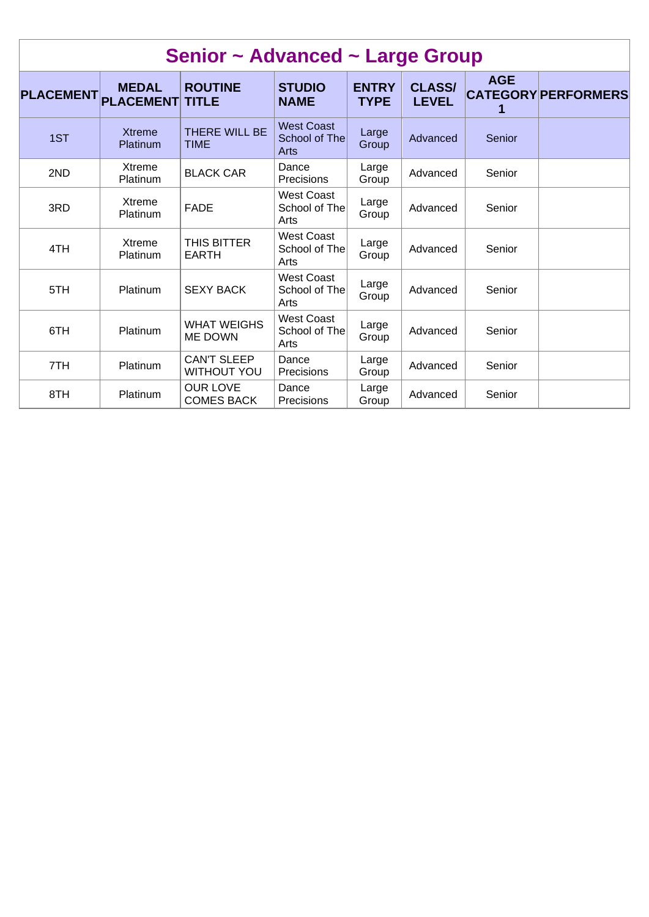# Senior ~ Advanced ~ Large Group

| PLACEMENT | MEDAL PLACEMENT | ROUTINE TITLE | STUDIO NAME | ENTRY TYPE | CLASS/ LEVEL | AGE CATEGORY 1 | PERFORMERS |
|---|---|---|---|---|---|---|---|
| 1ST | Xtreme Platinum | THERE WILL BE TIME | West Coast School of The Arts | Large Group | Advanced | Senior | |
| 2ND | Xtreme Platinum | BLACK CAR | Dance Precisions | Large Group | Advanced | Senior | |
| 3RD | Xtreme Platinum | FADE | West Coast School of The Arts | Large Group | Advanced | Senior | |
| 4TH | Xtreme Platinum | THIS BITTER EARTH | West Coast School of The Arts | Large Group | Advanced | Senior | |
| 5TH | Platinum | SEXY BACK | West Coast School of The Arts | Large Group | Advanced | Senior | |
| 6TH | Platinum | WHAT WEIGHS ME DOWN | West Coast School of The Arts | Large Group | Advanced | Senior | |
| 7TH | Platinum | CAN'T SLEEP WITHOUT YOU | Dance Precisions | Large Group | Advanced | Senior | |
| 8TH | Platinum | OUR LOVE COMES BACK | Dance Precisions | Large Group | Advanced | Senior | |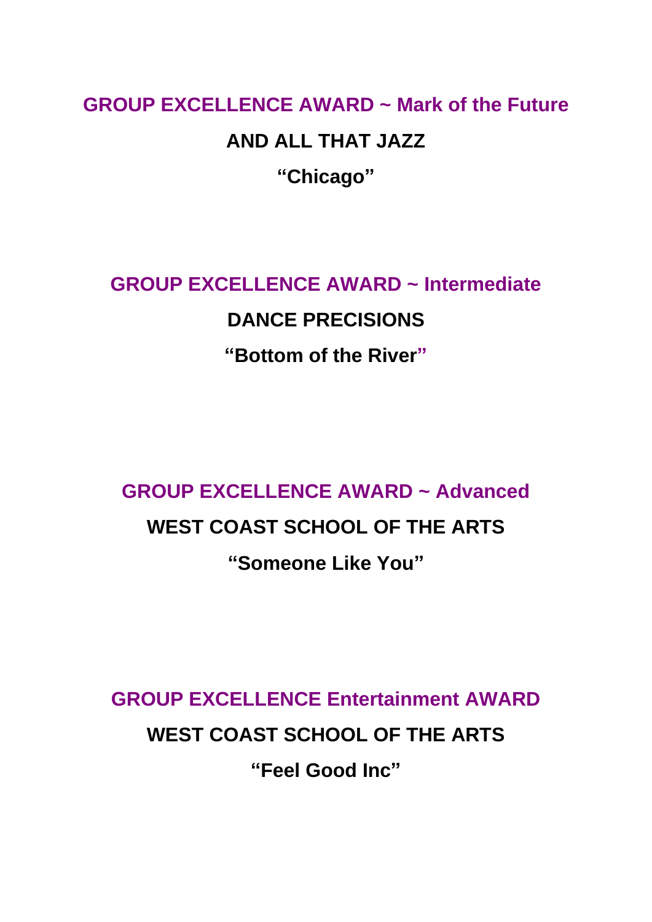## GROUP EXCELLENCE AWARD ~ Mark of the Future

**AND ALL THAT JAZZ**

**"Chicago"**

## GROUP EXCELLENCE AWARD ~ Intermediate

**DANCE PRECISIONS**

**"Bottom of the River"**

## GROUP EXCELLENCE AWARD ~ Advanced

**WEST COAST SCHOOL OF THE ARTS**

**"Someone Like You"**

## GROUP EXCELLENCE Entertainment AWARD

**WEST COAST SCHOOL OF THE ARTS**

**"Feel Good Inc"**